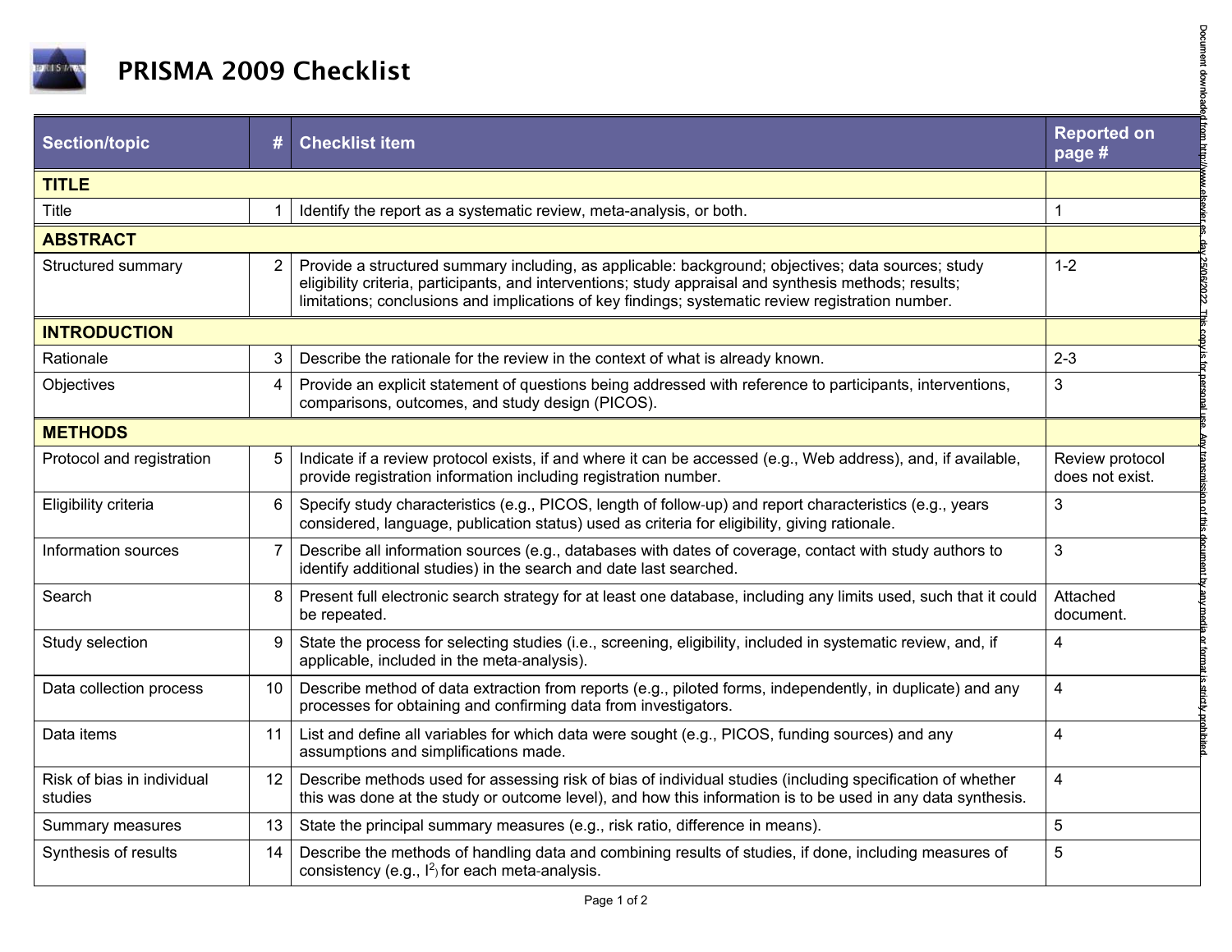# PRISMA 2009 Checklist

| Section/topic | # | Checklist item | Reported on page # |
|---|---|---|---|
| **TITLE** | | | |
| Title | 1 | Identify the report as a systematic review, meta-analysis, or both. | 1 |
| **ABSTRACT** | | | |
| Structured summary | 2 | Provide a structured summary including, as applicable: background; objectives; data sources; study eligibility criteria, participants, and interventions; study appraisal and synthesis methods; results; limitations; conclusions and implications of key findings; systematic review registration number. | 1-2 |
| **INTRODUCTION** | | | |
| Rationale | 3 | Describe the rationale for the review in the context of what is already known. | 2-3 |
| Objectives | 4 | Provide an explicit statement of questions being addressed with reference to participants, interventions, comparisons, outcomes, and study design (PICOS). | 3 |
| **METHODS** | | | |
| Protocol and registration | 5 | Indicate if a review protocol exists, if and where it can be accessed (e.g., Web address), and, if available, provide registration information including registration number. | Review protocol does not exist. |
| Eligibility criteria | 6 | Specify study characteristics (e.g., PICOS, length of follow-up) and report characteristics (e.g., years considered, language, publication status) used as criteria for eligibility, giving rationale. | 3 |
| Information sources | 7 | Describe all information sources (e.g., databases with dates of coverage, contact with study authors to identify additional studies) in the search and date last searched. | 3 |
| Search | 8 | Present full electronic search strategy for at least one database, including any limits used, such that it could be repeated. | Attached document. |
| Study selection | 9 | State the process for selecting studies (i.e., screening, eligibility, included in systematic review, and, if applicable, included in the meta-analysis). | 4 |
| Data collection process | 10 | Describe method of data extraction from reports (e.g., piloted forms, independently, in duplicate) and any processes for obtaining and confirming data from investigators. | 4 |
| Data items | 11 | List and define all variables for which data were sought (e.g., PICOS, funding sources) and any assumptions and simplifications made. | 4 |
| Risk of bias in individual studies | 12 | Describe methods used for assessing risk of bias of individual studies (including specification of whether this was done at the study or outcome level), and how this information is to be used in any data synthesis. | 4 |
| Summary measures | 13 | State the principal summary measures (e.g., risk ratio, difference in means). | 5 |
| Synthesis of results | 14 | Describe the methods of handling data and combining results of studies, if done, including measures of consistency (e.g., $I^2$) for each meta-analysis. | 5 |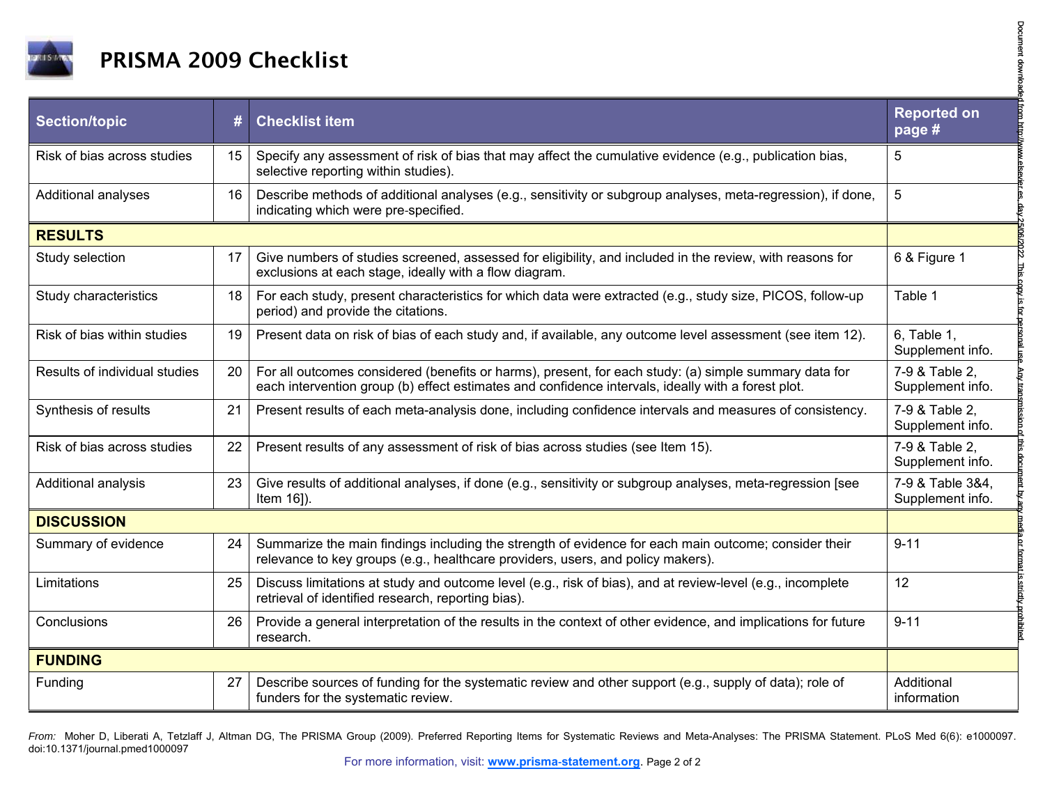# PRISMA 2009 Checklist

| Section/topic | # | Checklist item | Reported on page # |
|---|---|---|---|
| Risk of bias across studies | 15 | Specify any assessment of risk of bias that may affect the cumulative evidence (e.g., publication bias, selective reporting within studies). | 5 |
| Additional analyses | 16 | Describe methods of additional analyses (e.g., sensitivity or subgroup analyses, meta-regression), if done, indicating which were pre-specified. | 5 |
| **RESULTS** | | | |
| Study selection | 17 | Give numbers of studies screened, assessed for eligibility, and included in the review, with reasons for exclusions at each stage, ideally with a flow diagram. | 6 & Figure 1 |
| Study characteristics | 18 | For each study, present characteristics for which data were extracted (e.g., study size, PICOS, follow-up period) and provide the citations. | Table 1 |
| Risk of bias within studies | 19 | Present data on risk of bias of each study and, if available, any outcome level assessment (see item 12). | 6, Table 1, Supplement info. |
| Results of individual studies | 20 | For all outcomes considered (benefits or harms), present, for each study: (a) simple summary data for each intervention group (b) effect estimates and confidence intervals, ideally with a forest plot. | 7-9 & Table 2, Supplement info. |
| Synthesis of results | 21 | Present results of each meta-analysis done, including confidence intervals and measures of consistency. | 7-9 & Table 2, Supplement info. |
| Risk of bias across studies | 22 | Present results of any assessment of risk of bias across studies (see Item 15). | 7-9 & Table 2, Supplement info. |
| Additional analysis | 23 | Give results of additional analyses, if done (e.g., sensitivity or subgroup analyses, meta-regression [see Item 16]). | 7-9 & Table 3&4, Supplement info. |
| **DISCUSSION** | | | |
| Summary of evidence | 24 | Summarize the main findings including the strength of evidence for each main outcome; consider their relevance to key groups (e.g., healthcare providers, users, and policy makers). | 9-11 |
| Limitations | 25 | Discuss limitations at study and outcome level (e.g., risk of bias), and at review-level (e.g., incomplete retrieval of identified research, reporting bias). | 12 |
| Conclusions | 26 | Provide a general interpretation of the results in the context of other evidence, and implications for future research. | 9-11 |
| **FUNDING** | | | |
| Funding | 27 | Describe sources of funding for the systematic review and other support (e.g., supply of data); role of funders for the systematic review. | Additional information |

*From:* Moher D, Liberati A, Tetzlaff J, Altman DG, The PRISMA Group (2009). Preferred Reporting Items for Systematic Reviews and Meta-Analyses: The PRISMA Statement. PLoS Med 6(6): e1000097. doi:10.1371/journal.pmed1000097

For more information, visit: **www.prisma-statement.org**.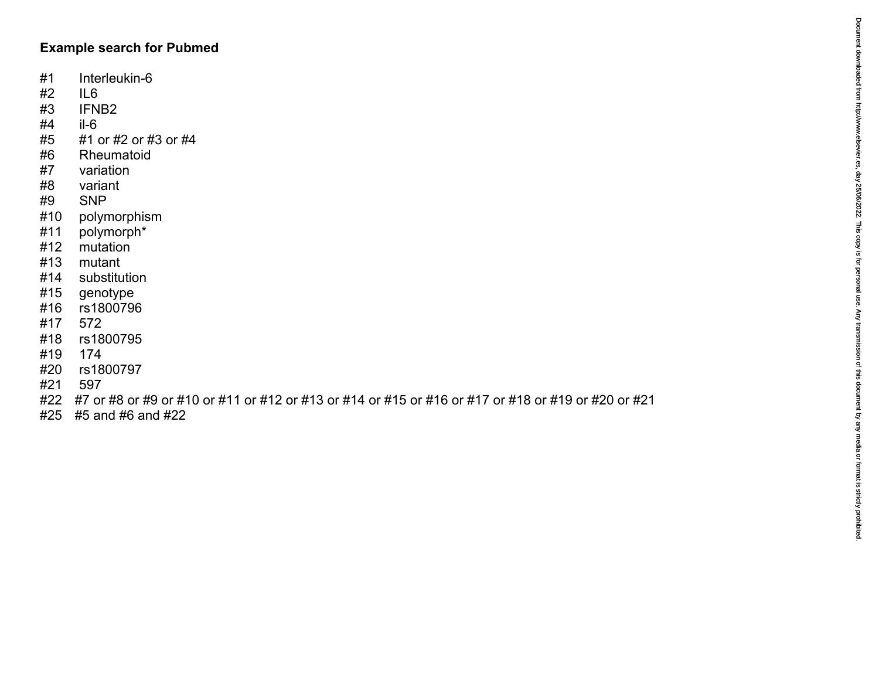**Example search for Pubmed**

#1 Interleukin-6
#2 IL6
#3 IFNB2
#4 il-6
#5 #1 or #2 or #3 or #4
#6 Rheumatoid
#7 variation
#8 variant
#9 SNP
#10 polymorphism
#11 polymorph*
#12 mutation
#13 mutant
#14 substitution
#15 genotype
#16 rs1800796
#17 572
#18 rs1800795
#19 174
#20 rs1800797
#21 597
#22 #7 or #8 or #9 or #10 or #11 or #12 or #13 or #14 or #15 or #16 or #17 or #18 or #19 or #20 or #21
#25 #5 and #6 and #22